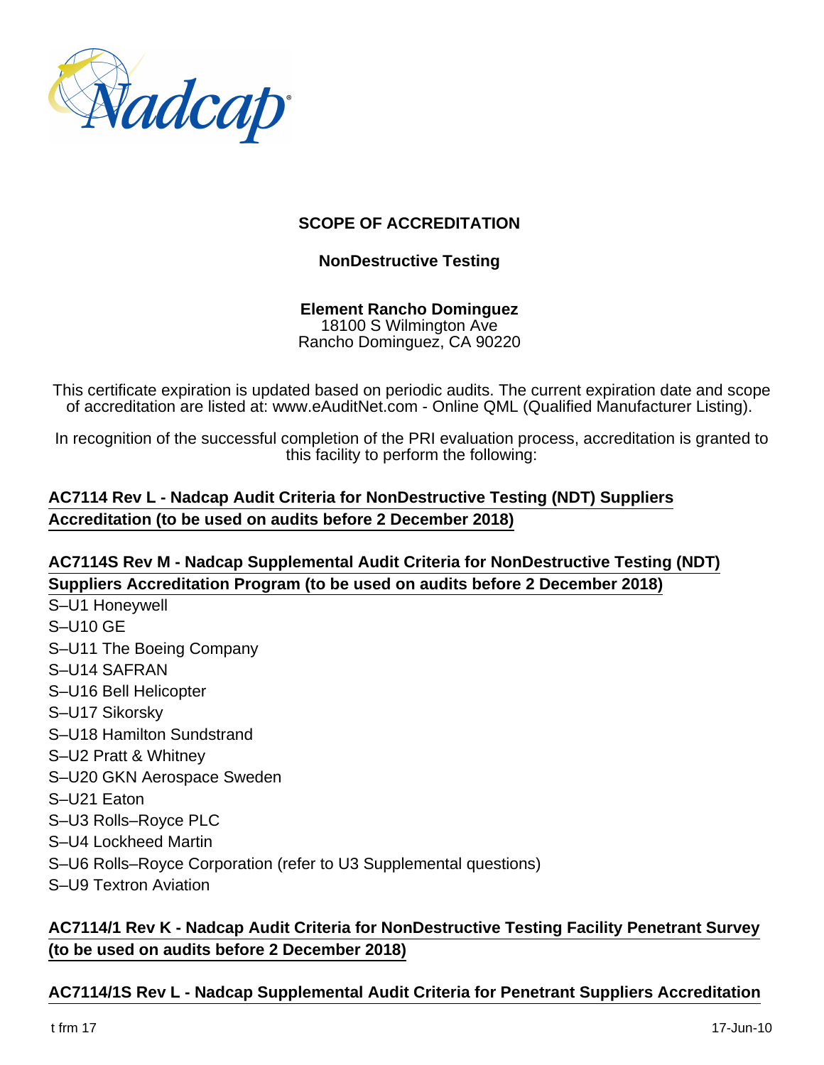# SCOPE OF ACCREDITATION

## NonDestructive Testing

**Element Rancho Dominguez**
18100 S Wilmington Ave
Rancho Dominguez, CA 90220

This certificate expiration is updated based on periodic audits. The current expiration date and scope of accreditation are listed at: www.eAuditNet.com - Online QML (Qualified Manufacturer Listing).

In recognition of the successful completion of the PRI evaluation process, accreditation is granted to this facility to perform the following:

**AC7114 Rev L - Nadcap Audit Criteria for NonDestructive Testing (NDT) Suppliers Accreditation (to be used on audits before 2 December 2018)**

**AC7114S Rev M - Nadcap Supplemental Audit Criteria for NonDestructive Testing (NDT) Suppliers Accreditation Program (to be used on audits before 2 December 2018)**

S–U1 Honeywell
S–U10 GE
S–U11 The Boeing Company
S–U14 SAFRAN
S–U16 Bell Helicopter
S–U17 Sikorsky
S–U18 Hamilton Sundstrand
S–U2 Pratt & Whitney
S–U20 GKN Aerospace Sweden
S–U21 Eaton
S–U3 Rolls–Royce PLC
S–U4 Lockheed Martin
S–U6 Rolls–Royce Corporation (refer to U3 Supplemental questions)
S–U9 Textron Aviation

**AC7114/1 Rev K - Nadcap Audit Criteria for NonDestructive Testing Facility Penetrant Survey (to be used on audits before 2 December 2018)**

**AC7114/1S Rev L - Nadcap Supplemental Audit Criteria for Penetrant Suppliers Accreditation**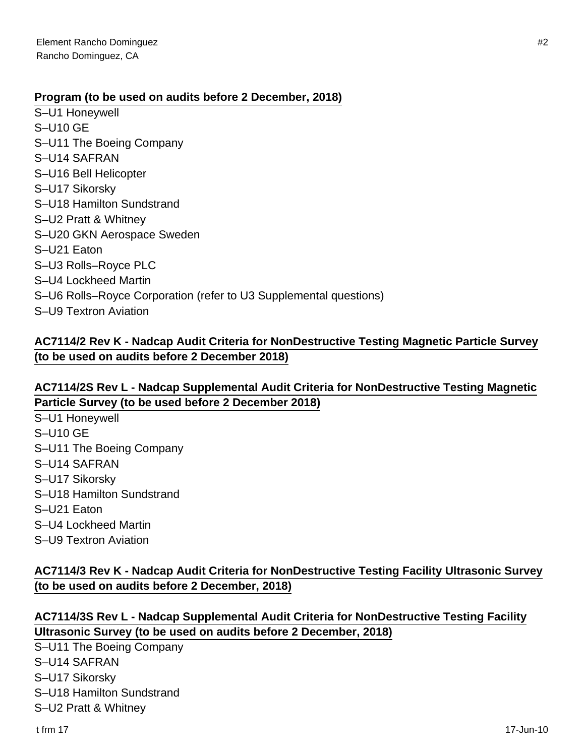**Program (to be used on audits before 2 December, 2018)**

S–U1 Honeywell
S–U10 GE
S–U11 The Boeing Company
S–U14 SAFRAN
S–U16 Bell Helicopter
S–U17 Sikorsky
S–U18 Hamilton Sundstrand
S–U2 Pratt & Whitney
S–U20 GKN Aerospace Sweden
S–U21 Eaton
S–U3 Rolls–Royce PLC
S–U4 Lockheed Martin
S–U6 Rolls–Royce Corporation (refer to U3 Supplemental questions)
S–U9 Textron Aviation

**AC7114/2 Rev K - Nadcap Audit Criteria for NonDestructive Testing Magnetic Particle Survey (to be used on audits before 2 December 2018)**

**AC7114/2S Rev L - Nadcap Supplemental Audit Criteria for NonDestructive Testing Magnetic Particle Survey (to be used before 2 December 2018)**

S–U1 Honeywell
S–U10 GE
S–U11 The Boeing Company
S–U14 SAFRAN
S–U17 Sikorsky
S–U18 Hamilton Sundstrand
S–U21 Eaton
S–U4 Lockheed Martin
S–U9 Textron Aviation

**AC7114/3 Rev K - Nadcap Audit Criteria for NonDestructive Testing Facility Ultrasonic Survey (to be used on audits before 2 December, 2018)**

**AC7114/3S Rev L - Nadcap Supplemental Audit Criteria for NonDestructive Testing Facility Ultrasonic Survey (to be used on audits before 2 December, 2018)**

S–U11 The Boeing Company
S–U14 SAFRAN
S–U17 Sikorsky
S–U18 Hamilton Sundstrand
S–U2 Pratt & Whitney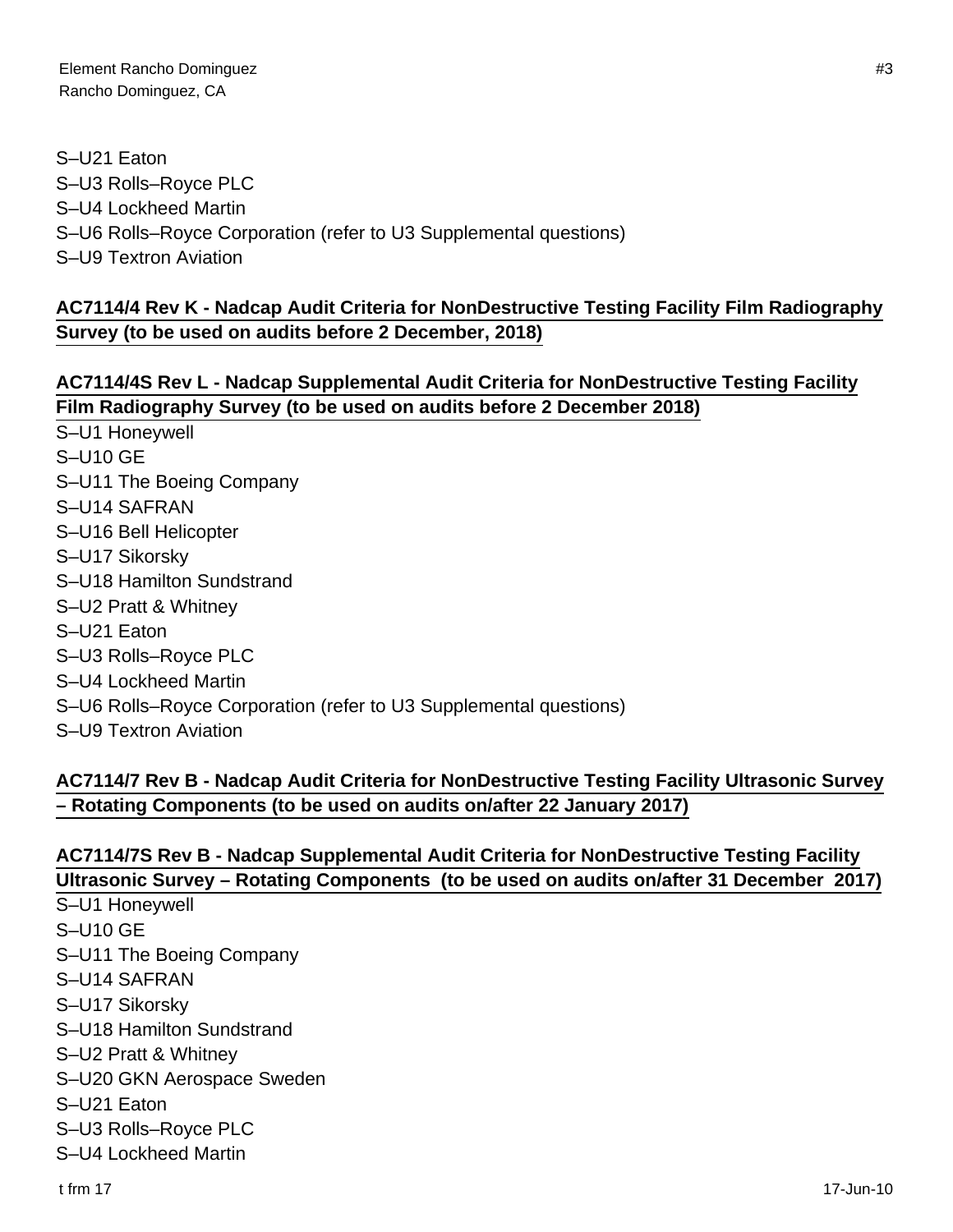S–U21 Eaton
S–U3 Rolls–Royce PLC
S–U4 Lockheed Martin
S–U6 Rolls–Royce Corporation (refer to U3 Supplemental questions)
S–U9 Textron Aviation

**AC7114/4 Rev K - Nadcap Audit Criteria for NonDestructive Testing Facility Film Radiography Survey (to be used on audits before 2 December, 2018)**

**AC7114/4S Rev L - Nadcap Supplemental Audit Criteria for NonDestructive Testing Facility Film Radiography Survey (to be used on audits before 2 December 2018)**

S–U1 Honeywell
S–U10 GE
S–U11 The Boeing Company
S–U14 SAFRAN
S–U16 Bell Helicopter
S–U17 Sikorsky
S–U18 Hamilton Sundstrand
S–U2 Pratt & Whitney
S–U21 Eaton
S–U3 Rolls–Royce PLC
S–U4 Lockheed Martin
S–U6 Rolls–Royce Corporation (refer to U3 Supplemental questions)
S–U9 Textron Aviation

**AC7114/7 Rev B - Nadcap Audit Criteria for NonDestructive Testing Facility Ultrasonic Survey – Rotating Components (to be used on audits on/after 22 January 2017)**

**AC7114/7S Rev B - Nadcap Supplemental Audit Criteria for NonDestructive Testing Facility Ultrasonic Survey – Rotating Components (to be used on audits on/after 31 December 2017)**

S–U1 Honeywell
S–U10 GE
S–U11 The Boeing Company
S–U14 SAFRAN
S–U17 Sikorsky
S–U18 Hamilton Sundstrand
S–U2 Pratt & Whitney
S–U20 GKN Aerospace Sweden
S–U21 Eaton
S–U3 Rolls–Royce PLC
S–U4 Lockheed Martin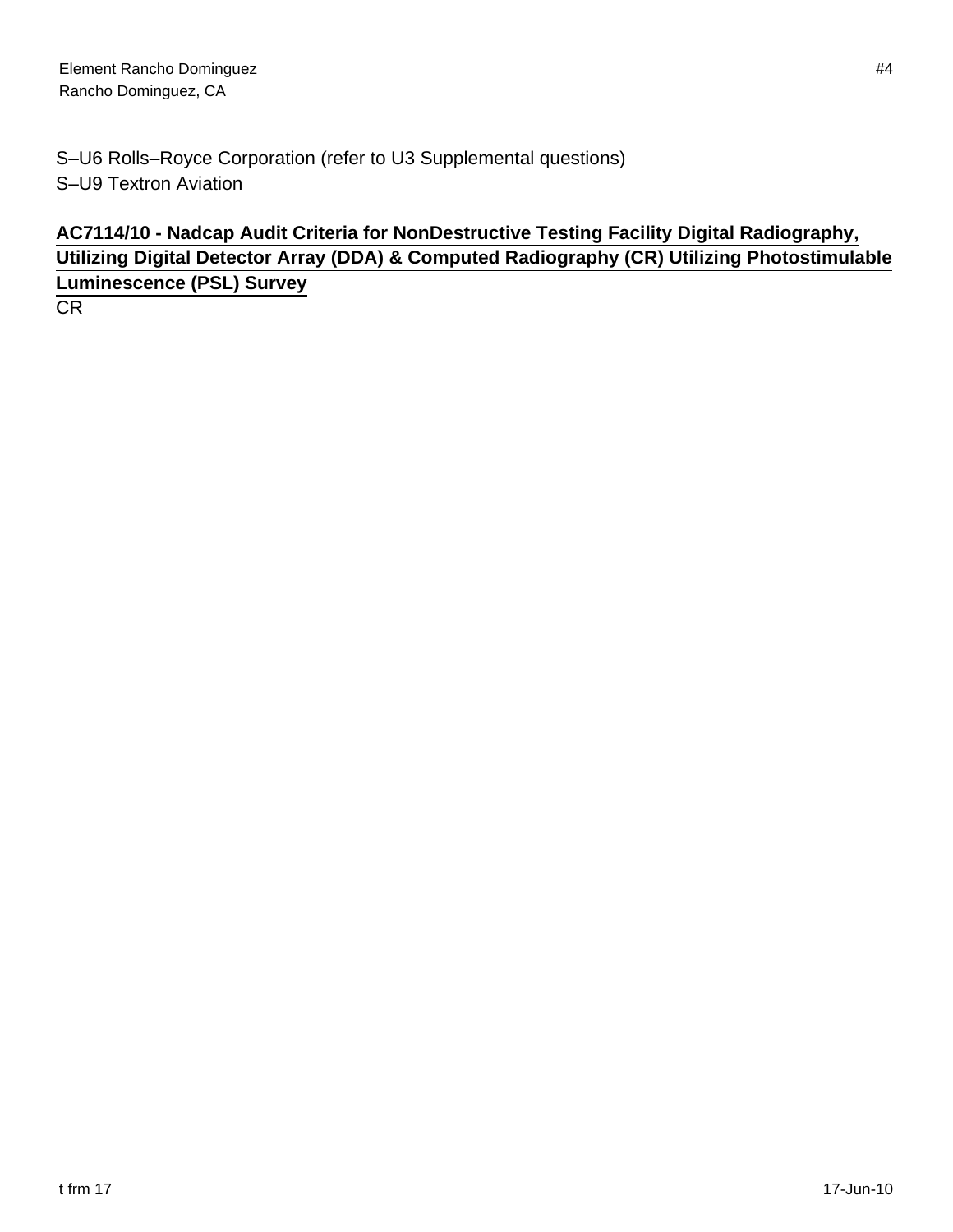S–U6 Rolls–Royce Corporation (refer to U3 Supplemental questions)
S–U9 Textron Aviation

**AC7114/10 - Nadcap Audit Criteria for NonDestructive Testing Facility Digital Radiography, Utilizing Digital Detector Array (DDA) & Computed Radiography (CR) Utilizing Photostimulable Luminescence (PSL) Survey**

CR